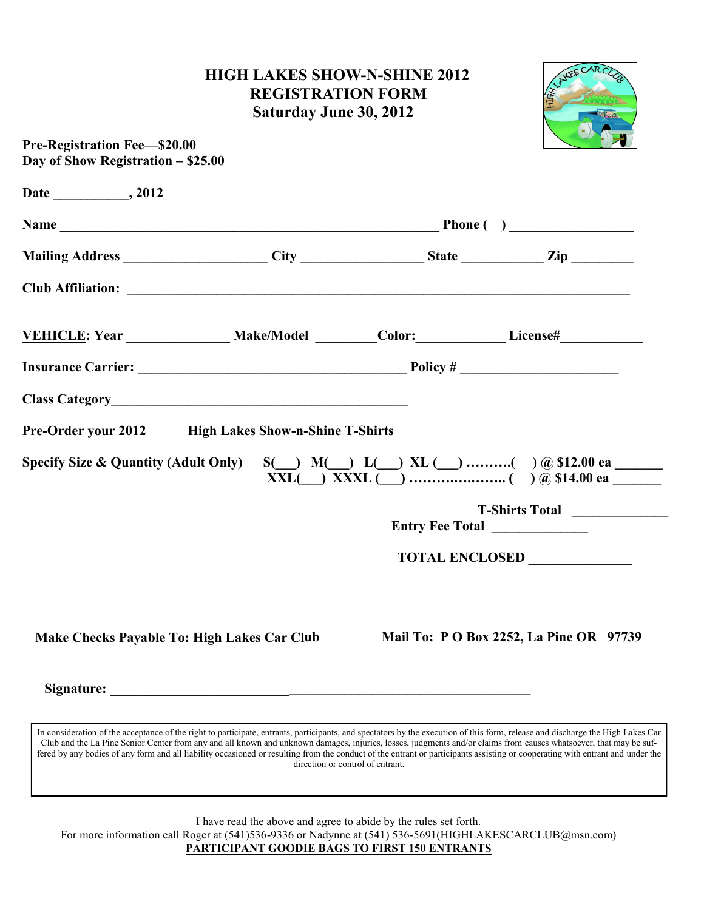# HIGH LAKES SHOW-N-SHINE 2012
## REGISTRATION FORM
## Saturday June 30, 2012

**Pre-Registration Fee—$20.00**
**Day of Show Registration – $25.00**

**Date ___________, 2012**

**Name ________________________________________________________ Phone (    ) __________________**

**Mailing Address ____________________ City _________________ State ___________ Zip _________**

**Club Affiliation: ___________________________________________________________________________**

**<u>VEHICLE</u>: Year ______________ Make/Model ________Color:____________ License#___________**

**Insurance Carrier: ______________________________________ Policy # ______________________**

**Class Category___________________________________________**

**Pre-Order your 2012 High Lakes Show-n-Shine T-Shirts**

**Specify Size & Quantity (Adult Only)** S(___) M(___) L(___) XL (___) ……….(    ) @ $12.00 ea _______
XXL(___) XXXL (___) ……….…….. (    ) @ $14.00 ea _______

**T-Shirts Total ______________**

**Entry Fee Total ______________**

**TOTAL ENCLOSED ______________**

**Make Checks Payable To: High Lakes Car Club**

**Mail To: P O Box 2252, La Pine OR 97739**

**Signature: ___________________________________________________________**

In consideration of the acceptance of the right to participate, entrants, participants, and spectators by the execution of this form, release and discharge the High Lakes Car Club and the La Pine Senior Center from any and all known and unknown damages, injuries, losses, judgments and/or claims from causes whatsoever, that may be suffered by any bodies of any form and all liability occasioned or resulting from the conduct of the entrant or participants assisting or cooperating with entrant and under the direction or control of entrant.

I have read the above and agree to abide by the rules set forth.
For more information call Roger at (541)536-9336 or Nadynne at (541) 536-5691(HIGHLAKESCARCLUB@msn.com)

**<u>PARTICIPANT GOODIE BAGS TO FIRST 150 ENTRANTS</u>**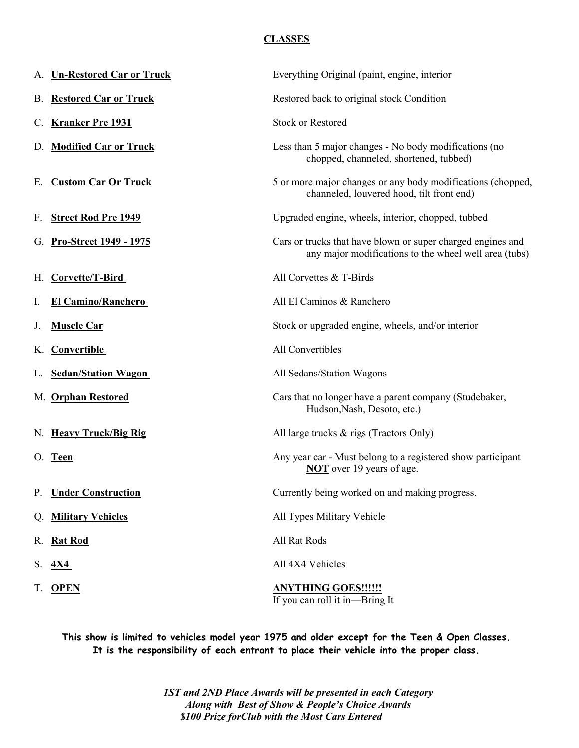## CLASSES

A. **Un-Restored Car or Truck** — Everything Original (paint, engine, interior

B. **Restored Car or Truck** — Restored back to original stock Condition

C. **Kranker Pre 1931** — Stock or Restored

D. **Modified Car or Truck** — Less than 5 major changes - No body modifications (no chopped, channeled, shortened, tubbed)

E. **Custom Car Or Truck** — 5 or more major changes or any body modifications (chopped, channeled, louvered hood, tilt front end)

F. **Street Rod Pre 1949** — Upgraded engine, wheels, interior, chopped, tubbed

G. **Pro-Street 1949 - 1975** — Cars or trucks that have blown or super charged engines and any major modifications to the wheel well area (tubs)

H. **Corvette/T-Bird** — All Corvettes & T-Birds

I. **El Camino/Ranchero** — All El Caminos & Ranchero

J. **Muscle Car** — Stock or upgraded engine, wheels, and/or interior

K. **Convertible** — All Convertibles

L. **Sedan/Station Wagon** — All Sedans/Station Wagons

M. **Orphan Restored** — Cars that no longer have a parent company (Studebaker, Hudson,Nash, Desoto, etc.)

N. **Heavy Truck/Big Rig** — All large trucks & rigs (Tractors Only)

O. **Teen** — Any year car - Must belong to a registered show participant **NOT** over 19 years of age.

P. **Under Construction** — Currently being worked on and making progress.

Q. **Military Vehicles** — All Types Military Vehicle

R. **Rat Rod** — All Rat Rods

S. **4X4** — All 4X4 Vehicles

T. **OPEN** — **ANYTHING GOES!!!!!!** If you can roll it in—Bring It

**This show is limited to vehicles model year 1975 and older except for the Teen & Open Classes.**
**It is the responsibility of each entrant to place their vehicle into the proper class.**

***1ST and 2ND Place Awards will be presented in each Category***
***Along with Best of Show & People's Choice Awards***
***$100 Prize forClub with the Most Cars Entered***